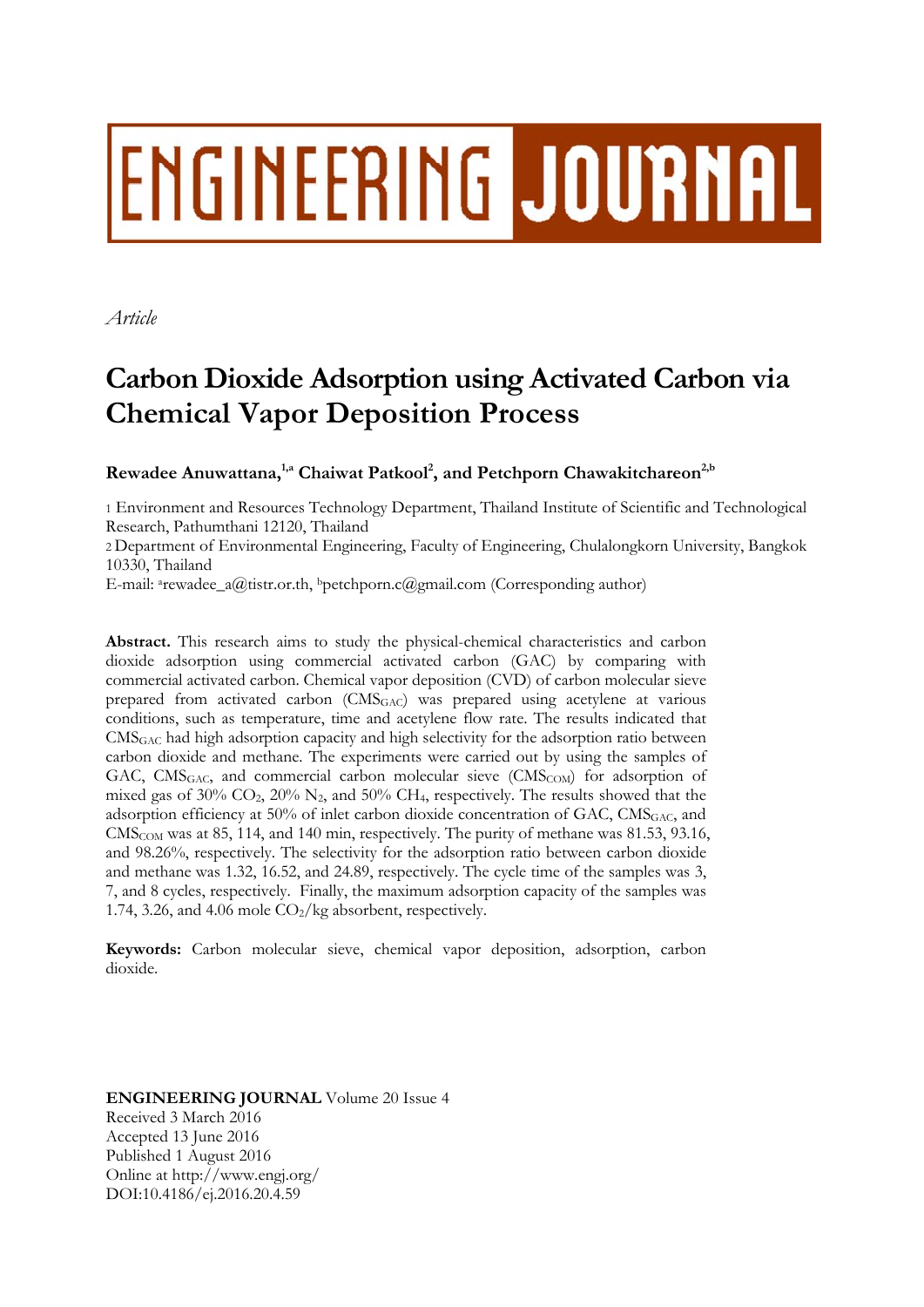ENGINEERING JOURNAL

*Article*

# Carbon Dioxide Adsorption using Activated Carbon via Chemical Vapor Deposition Process

**Rewadee Anuwattana,[1,a] Chaiwat Patkool[2], and Petchporn Chawakitchareon[2,b]**

1 Environment and Resources Technology Department, Thailand Institute of Scientific and Technological Research, Pathumthani 12120, Thailand

2 Department of Environmental Engineering, Faculty of Engineering, Chulalongkorn University, Bangkok 10330, Thailand

E-mail: [a]rewadee_a@tistr.or.th, [b]petchporn.c@gmail.com (Corresponding author)

**Abstract.** This research aims to study the physical-chemical characteristics and carbon dioxide adsorption using commercial activated carbon (GAC) by comparing with commercial activated carbon. Chemical vapor deposition (CVD) of carbon molecular sieve prepared from activated carbon ($CMS_{GAC}$) was prepared using acetylene at various conditions, such as temperature, time and acetylene flow rate. The results indicated that $CMS_{GAC}$ had high adsorption capacity and high selectivity for the adsorption ratio between carbon dioxide and methane. The experiments were carried out by using the samples of GAC, $CMS_{GAC}$, and commercial carbon molecular sieve ($CMS_{COM}$) for adsorption of mixed gas of 30% $CO_2$, 20% $N_2$, and 50% $CH_4$, respectively. The results showed that the adsorption efficiency at 50% of inlet carbon dioxide concentration of GAC, $CMS_{GAC}$, and $CMS_{COM}$ was at 85, 114, and 140 min, respectively. The purity of methane was 81.53, 93.16, and 98.26%, respectively. The selectivity for the adsorption ratio between carbon dioxide and methane was 1.32, 16.52, and 24.89, respectively. The cycle time of the samples was 3, 7, and 8 cycles, respectively. Finally, the maximum adsorption capacity of the samples was 1.74, 3.26, and 4.06 mole $CO_2$/kg absorbent, respectively.

**Keywords:** Carbon molecular sieve, chemical vapor deposition, adsorption, carbon dioxide.

**ENGINEERING JOURNAL** Volume 20 Issue 4  
Received 3 March 2016  
Accepted 13 June 2016  
Published 1 August 2016  
Online at http://www.engj.org/  
DOI:10.4186/ej.2016.20.4.59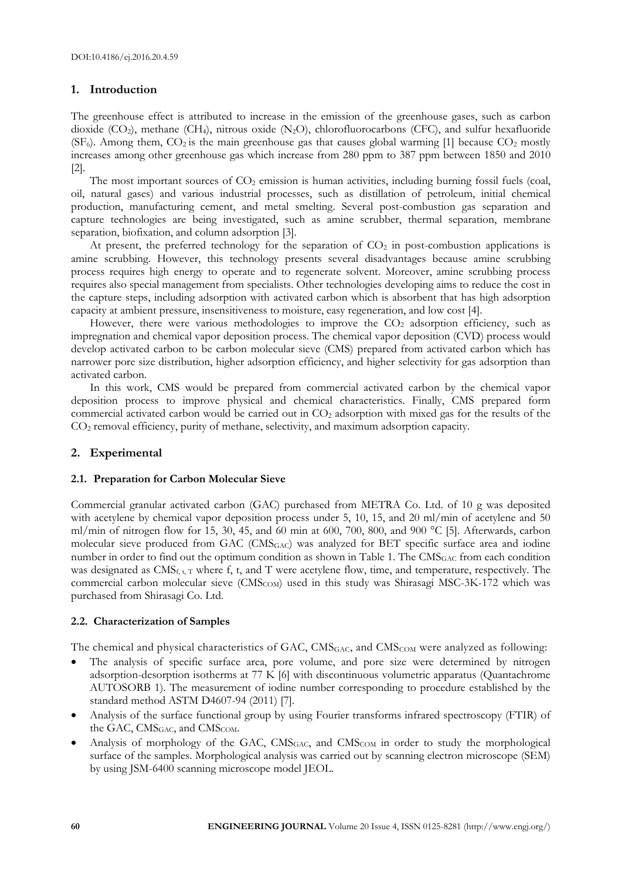DOI:10.4186/ej.2016.20.4.59

## 1. Introduction

The greenhouse effect is attributed to increase in the emission of the greenhouse gases, such as carbon dioxide ($CO_2$), methane ($CH_4$), nitrous oxide ($N_2O$), chlorofluorocarbons (CFC), and sulfur hexafluoride ($SF_6$). Among them, $CO_2$ is the main greenhouse gas that causes global warming [1] because $CO_2$ mostly increases among other greenhouse gas which increase from 280 ppm to 387 ppm between 1850 and 2010 [2].

The most important sources of $CO_2$ emission is human activities, including burning fossil fuels (coal, oil, natural gases) and various industrial processes, such as distillation of petroleum, initial chemical production, manufacturing cement, and metal smelting. Several post-combustion gas separation and capture technologies are being investigated, such as amine scrubber, thermal separation, membrane separation, biofixation, and column adsorption [3].

At present, the preferred technology for the separation of $CO_2$ in post-combustion applications is amine scrubbing. However, this technology presents several disadvantages because amine scrubbing process requires high energy to operate and to regenerate solvent. Moreover, amine scrubbing process requires also special management from specialists. Other technologies developing aims to reduce the cost in the capture steps, including adsorption with activated carbon which is absorbent that has high adsorption capacity at ambient pressure, insensitiveness to moisture, easy regeneration, and low cost [4].

However, there were various methodologies to improve the $CO_2$ adsorption efficiency, such as impregnation and chemical vapor deposition process. The chemical vapor deposition (CVD) process would develop activated carbon to be carbon molecular sieve (CMS) prepared from activated carbon which has narrower pore size distribution, higher adsorption efficiency, and higher selectivity for gas adsorption than activated carbon.

In this work, CMS would be prepared from commercial activated carbon by the chemical vapor deposition process to improve physical and chemical characteristics. Finally, CMS prepared form commercial activated carbon would be carried out in $CO_2$ adsorption with mixed gas for the results of the $CO_2$ removal efficiency, purity of methane, selectivity, and maximum adsorption capacity.

## 2. Experimental

### 2.1. Preparation for Carbon Molecular Sieve

Commercial granular activated carbon (GAC) purchased from METRA Co. Ltd. of 10 g was deposited with acetylene by chemical vapor deposition process under 5, 10, 15, and 20 ml/min of acetylene and 50 ml/min of nitrogen flow for 15, 30, 45, and 60 min at 600, 700, 800, and 900 °C [5]. Afterwards, carbon molecular sieve produced from GAC ($CMS_{GAC}$) was analyzed for BET specific surface area and iodine number in order to find out the optimum condition as shown in Table 1. The $CMS_{GAC}$ from each condition was designated as $CMS_{f,\,t,\,T}$ where f, t, and T were acetylene flow, time, and temperature, respectively. The commercial carbon molecular sieve ($CMS_{COM}$) used in this study was Shirasagi MSC-3K-172 which was purchased from Shirasagi Co. Ltd.

### 2.2. Characterization of Samples

The chemical and physical characteristics of GAC, $CMS_{GAC}$, and $CMS_{COM}$ were analyzed as following:

- The analysis of specific surface area, pore volume, and pore size were determined by nitrogen adsorption-desorption isotherms at 77 K [6] with discontinuous volumetric apparatus (Quantachrome AUTOSORB 1). The measurement of iodine number corresponding to procedure established by the standard method ASTM D4607-94 (2011) [7].
- Analysis of the surface functional group by using Fourier transforms infrared spectroscopy (FTIR) of the GAC, $CMS_{GAC}$, and $CMS_{COM}$.
- Analysis of morphology of the GAC, $CMS_{GAC}$, and $CMS_{COM}$ in order to study the morphological surface of the samples. Morphological analysis was carried out by scanning electron microscope (SEM) by using JSM-6400 scanning microscope model JEOL.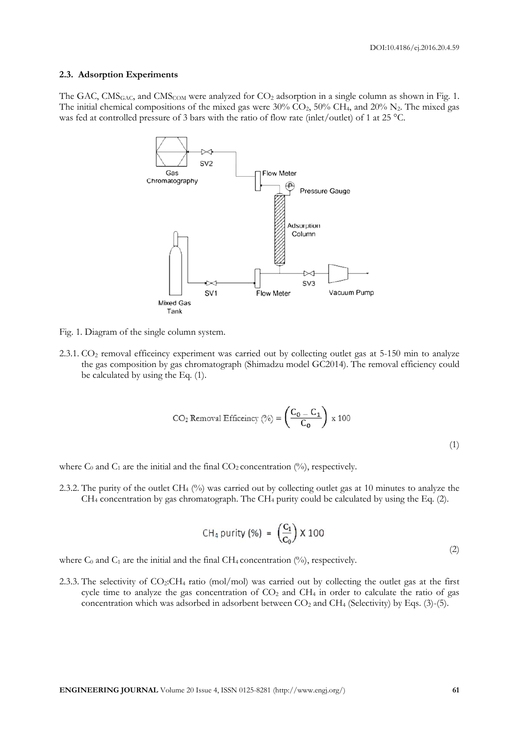### 2.3. Adsorption Experiments

The GAC, $CMS_{GAC}$, and $CMS_{COM}$ were analyzed for $CO_2$ adsorption in a single column as shown in Fig. 1. The initial chemical compositions of the mixed gas were 30% $CO_2$, 50% $CH_4$, and 20% $N_2$. The mixed gas was fed at controlled pressure of 3 bars with the ratio of flow rate (inlet/outlet) of 1 at 25 °C.

Fig. 1. Diagram of the single column system.

2.3.1. $CO_2$ removal efficeincy experiment was carried out by collecting outlet gas at 5-150 min to analyze the gas composition by gas chromatograph (Shimadzu model GC2014). The removal efficiency could be calculated by using the Eq. (1).

$$CO_2 \text{ Removal Efficeincy } (\%) = \left(\frac{C_0 - C_1}{C_0}\right) \times 100 \tag{1}$$

where $C_0$ and $C_1$ are the initial and the final $CO_2$ concentration (%), respectively.

2.3.2. The purity of the outlet $CH_4$ (%) was carried out by collecting outlet gas at 10 minutes to analyze the $CH_4$ concentration by gas chromatograph. The $CH_4$ purity could be calculated by using the Eq. (2).

$$CH_4 \text{ purity } (\%) = \left(\frac{C_1}{C_0}\right) \times 100 \tag{2}$$

where $C_0$ and $C_1$ are the initial and the final $CH_4$ concentration (%), respectively.

2.3.3. The selectivity of $CO_2$:$CH_4$ ratio (mol/mol) was carried out by collecting the outlet gas at the first cycle time to analyze the gas concentration of $CO_2$ and $CH_4$ in order to calculate the ratio of gas concentration which was adsorbed in adsorbent between $CO_2$ and $CH_4$ (Selectivity) by Eqs. (3)-(5).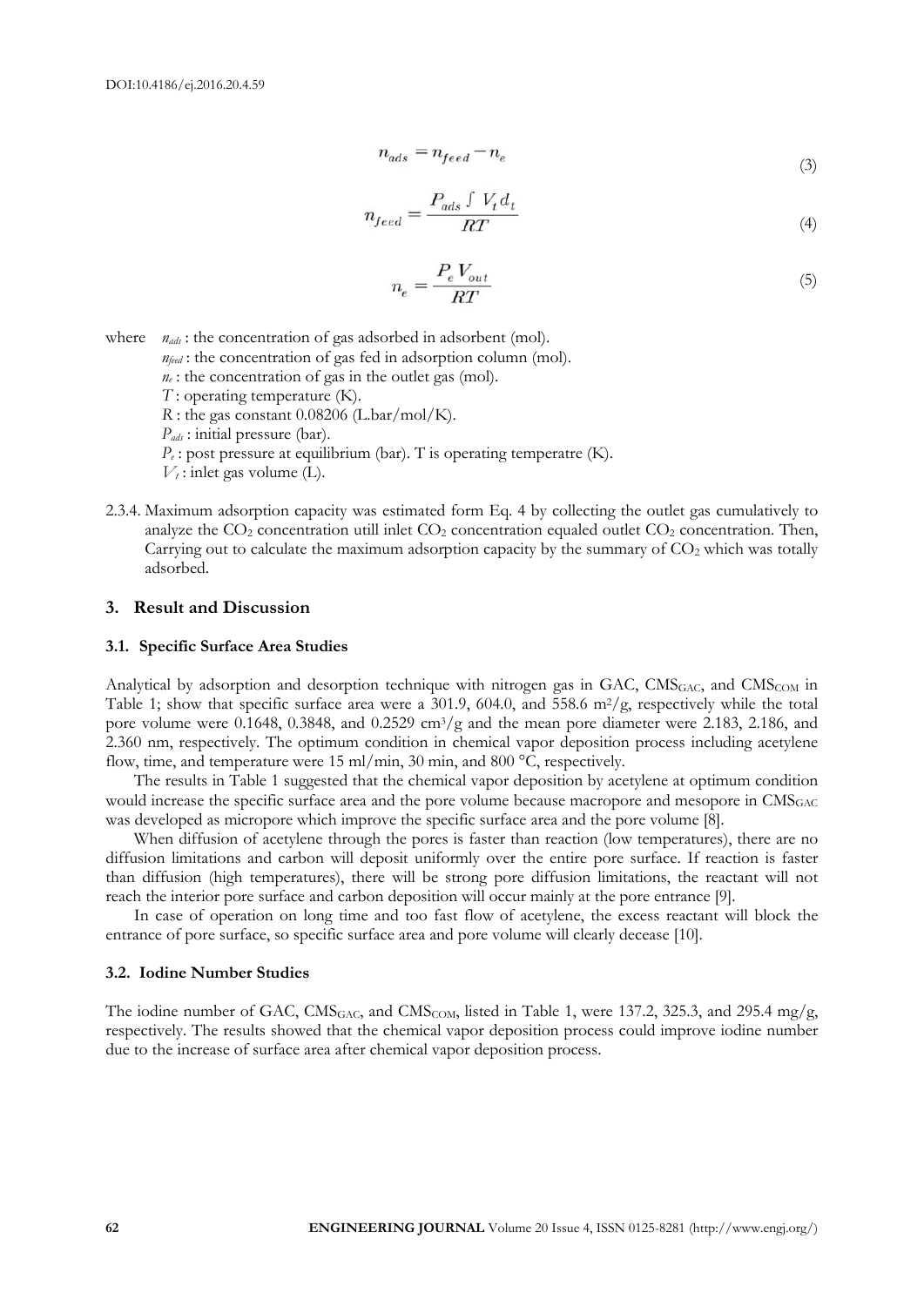$$n_{ads} = n_{feed} - n_e \tag{3}$$

$$n_{feed} = \frac{P_{ads} \int V_t d_t}{RT} \tag{4}$$

$$n_e = \frac{P_e V_{out}}{RT} \tag{5}$$

where $n_{ads}$ : the concentration of gas adsorbed in adsorbent (mol).
$n_{feed}$ : the concentration of gas fed in adsorption column (mol).
$n_e$ : the concentration of gas in the outlet gas (mol).
$T$ : operating temperature (K).
$R$ : the gas constant 0.08206 (L.bar/mol/K).
$P_{ads}$ : initial pressure (bar).
$P_e$ : post pressure at equilibrium (bar). T is operating temperatre (K).
$V_t$ : inlet gas volume (L).

2.3.4. Maximum adsorption capacity was estimated form Eq. 4 by collecting the outlet gas cumulatively to analyze the $CO_2$ concentration utill inlet $CO_2$ concentration equaled outlet $CO_2$ concentration. Then, Carrying out to calculate the maximum adsorption capacity by the summary of $CO_2$ which was totally adsorbed.

## 3. Result and Discussion

### 3.1. Specific Surface Area Studies

Analytical by adsorption and desorption technique with nitrogen gas in GAC, $CMS_{GAC}$, and $CMS_{COM}$ in Table 1; show that specific surface area were a 301.9, 604.0, and 558.6 $m^2/g$, respectively while the total pore volume were 0.1648, 0.3848, and 0.2529 $cm^3/g$ and the mean pore diameter were 2.183, 2.186, and 2.360 nm, respectively. The optimum condition in chemical vapor deposition process including acetylene flow, time, and temperature were 15 ml/min, 30 min, and 800 °C, respectively.

The results in Table 1 suggested that the chemical vapor deposition by acetylene at optimum condition would increase the specific surface area and the pore volume because macropore and mesopore in $CMS_{GAC}$ was developed as micropore which improve the specific surface area and the pore volume [8].

When diffusion of acetylene through the pores is faster than reaction (low temperatures), there are no diffusion limitations and carbon will deposit uniformly over the entire pore surface. If reaction is faster than diffusion (high temperatures), there will be strong pore diffusion limitations, the reactant will not reach the interior pore surface and carbon deposition will occur mainly at the pore entrance [9].

In case of operation on long time and too fast flow of acetylene, the excess reactant will block the entrance of pore surface, so specific surface area and pore volume will clearly decease [10].

### 3.2. Iodine Number Studies

The iodine number of GAC, $CMS_{GAC}$, and $CMS_{COM}$, listed in Table 1, were 137.2, 325.3, and 295.4 mg/g, respectively. The results showed that the chemical vapor deposition process could improve iodine number due to the increase of surface area after chemical vapor deposition process.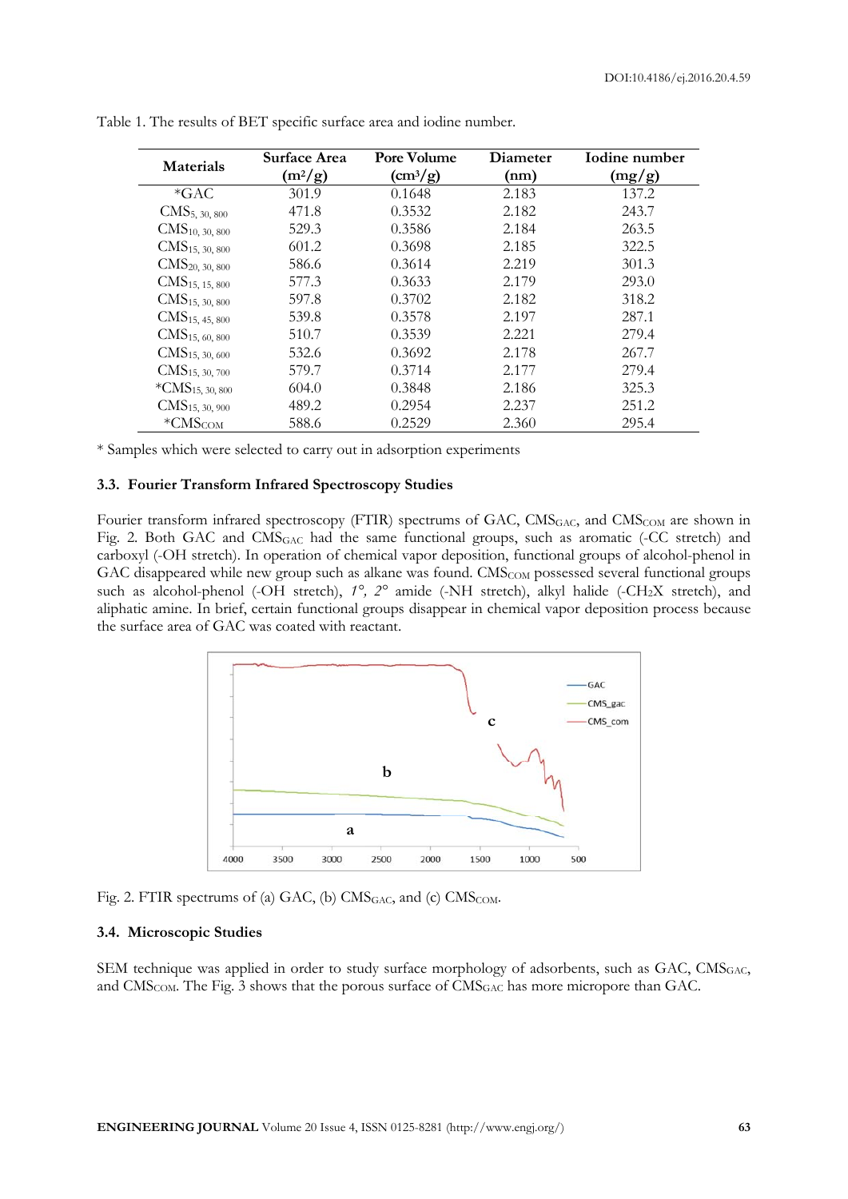Table 1. The results of BET specific surface area and iodine number.

| Materials | Surface Area ($m^2/g$) | Pore Volume ($cm^3/g$) | Diameter (nm) | Iodine number (mg/g) |
|---|---|---|---|---|
| *GAC | 301.9 | 0.1648 | 2.183 | 137.2 |
| $CMS_{5, 30, 800}$ | 471.8 | 0.3532 | 2.182 | 243.7 |
| $CMS_{10, 30, 800}$ | 529.3 | 0.3586 | 2.184 | 263.5 |
| $CMS_{15, 30, 800}$ | 601.2 | 0.3698 | 2.185 | 322.5 |
| $CMS_{20, 30, 800}$ | 586.6 | 0.3614 | 2.219 | 301.3 |
| $CMS_{15, 15, 800}$ | 577.3 | 0.3633 | 2.179 | 293.0 |
| $CMS_{15, 30, 800}$ | 597.8 | 0.3702 | 2.182 | 318.2 |
| $CMS_{15, 45, 800}$ | 539.8 | 0.3578 | 2.197 | 287.1 |
| $CMS_{15, 60, 800}$ | 510.7 | 0.3539 | 2.221 | 279.4 |
| $CMS_{15, 30, 600}$ | 532.6 | 0.3692 | 2.178 | 267.7 |
| $CMS_{15, 30, 700}$ | 579.7 | 0.3714 | 2.177 | 279.4 |
| *$CMS_{15, 30, 800}$ | 604.0 | 0.3848 | 2.186 | 325.3 |
| $CMS_{15, 30, 900}$ | 489.2 | 0.2954 | 2.237 | 251.2 |
| *$CMS_{COM}$ | 588.6 | 0.2529 | 2.360 | 295.4 |

* Samples which were selected to carry out in adsorption experiments

### 3.3. Fourier Transform Infrared Spectroscopy Studies

Fourier transform infrared spectroscopy (FTIR) spectrums of GAC, $CMS_{GAC}$, and $CMS_{COM}$ are shown in Fig. 2. Both GAC and $CMS_{GAC}$ had the same functional groups, such as aromatic (-CC stretch) and carboxyl (-OH stretch). In operation of chemical vapor deposition, functional groups of alcohol-phenol in GAC disappeared while new group such as alkane was found. $CMS_{COM}$ possessed several functional groups such as alcohol-phenol (-OH stretch), *1°, 2°* amide (-NH stretch), alkyl halide ($-CH_2X$ stretch), and aliphatic amine. In brief, certain functional groups disappear in chemical vapor deposition process because the surface area of GAC was coated with reactant.

Fig. 2. FTIR spectrums of (a) GAC, (b) $CMS_{GAC}$, and (c) $CMS_{COM}$.

### 3.4. Microscopic Studies

SEM technique was applied in order to study surface morphology of adsorbents, such as GAC, $CMS_{GAC}$, and $CMS_{COM}$. The Fig. 3 shows that the porous surface of $CMS_{GAC}$ has more micropore than GAC.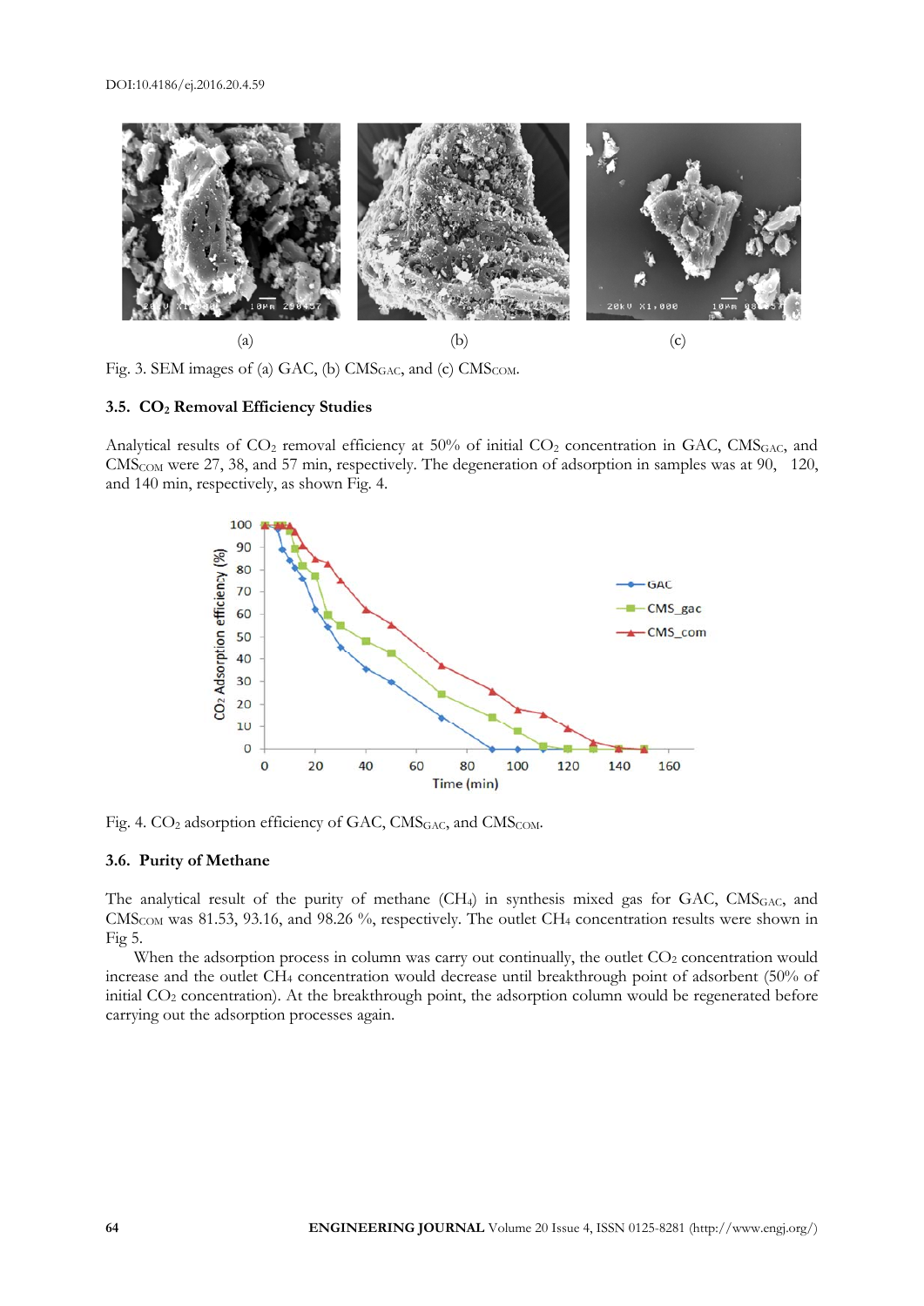Fig. 3. SEM images of (a) GAC, (b) $CMS_{GAC}$, and (c) $CMS_{COM}$.

### 3.5. $CO_2$ Removal Efficiency Studies

Analytical results of $CO_2$ removal efficiency at 50% of initial $CO_2$ concentration in GAC, $CMS_{GAC}$, and $CMS_{COM}$ were 27, 38, and 57 min, respectively. The degeneration of adsorption in samples was at 90, 120, and 140 min, respectively, as shown Fig. 4.

Fig. 4. $CO_2$ adsorption efficiency of GAC, $CMS_{GAC}$, and $CMS_{COM}$.

### 3.6. Purity of Methane

The analytical result of the purity of methane ($CH_4$) in synthesis mixed gas for GAC, $CMS_{GAC}$, and $CMS_{COM}$ was 81.53, 93.16, and 98.26 %, respectively. The outlet $CH_4$ concentration results were shown in Fig 5.

When the adsorption process in column was carry out continually, the outlet $CO_2$ concentration would increase and the outlet $CH_4$ concentration would decrease until breakthrough point of adsorbent (50% of initial $CO_2$ concentration). At the breakthrough point, the adsorption column would be regenerated before carrying out the adsorption processes again.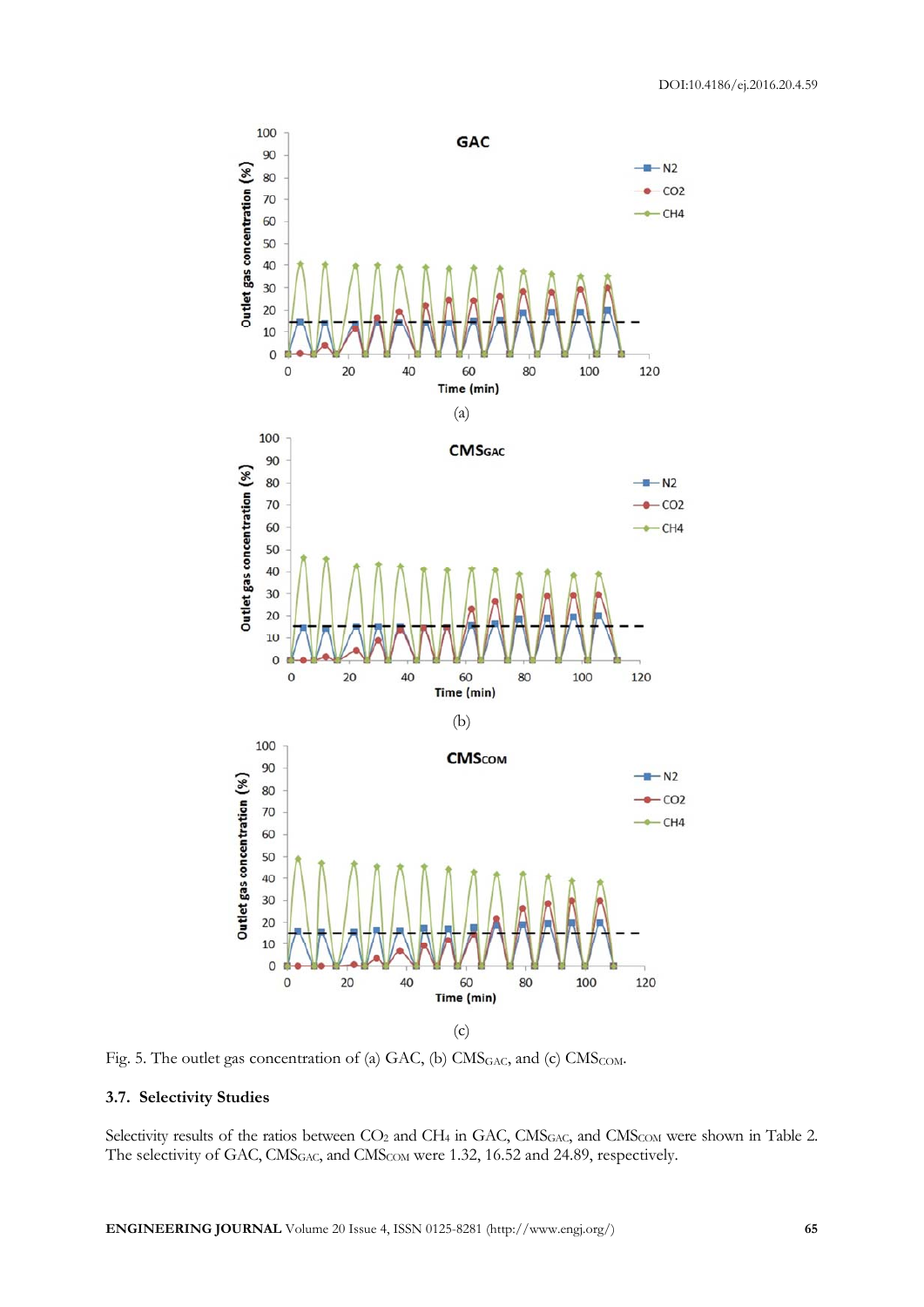Fig. 5. The outlet gas concentration of (a) GAC, (b) $CMS_{GAC}$, and (c) $CMS_{COM}$.

### 3.7. Selectivity Studies

Selectivity results of the ratios between $CO_2$ and $CH_4$ in GAC, $CMS_{GAC}$, and $CMS_{COM}$ were shown in Table 2. The selectivity of GAC, $CMS_{GAC}$, and $CMS_{COM}$ were 1.32, 16.52 and 24.89, respectively.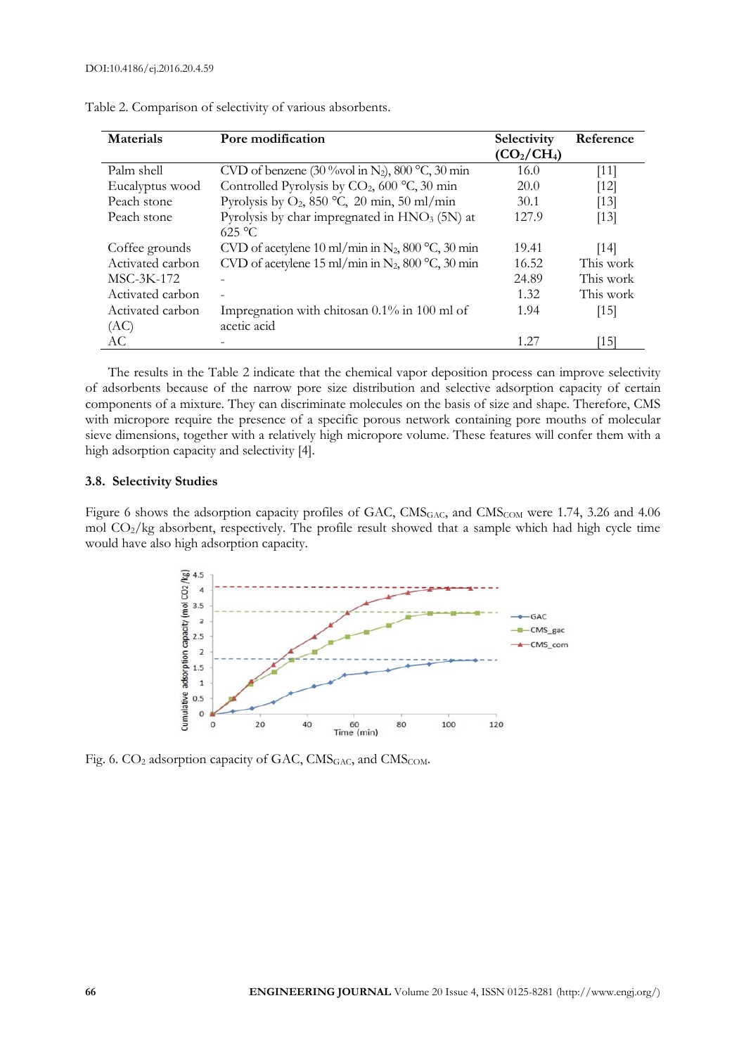Table 2. Comparison of selectivity of various absorbents.

| Materials | Pore modification | Selectivity ($CO_2/CH_4$) | Reference |
|---|---|---|---|
| Palm shell | CVD of benzene (30 %vol in $N_2$), 800 °C, 30 min | 16.0 | [11] |
| Eucalyptus wood | Controlled Pyrolysis by $CO_2$, 600 °C, 30 min | 20.0 | [12] |
| Peach stone | Pyrolysis by $O_2$, 850 °C, 20 min, 50 ml/min | 30.1 | [13] |
| Peach stone | Pyrolysis by char impregnated in $HNO_3$ (5N) at 625 °C | 127.9 | [13] |
| Coffee grounds | CVD of acetylene 10 ml/min in $N_2$, 800 °C, 30 min | 19.41 | [14] |
| Activated carbon | CVD of acetylene 15 ml/min in $N_2$, 800 °C, 30 min | 16.52 | This work |
| MSC-3K-172 | - | 24.89 | This work |
| Activated carbon | - | 1.32 | This work |
| Activated carbon (AC) | Impregnation with chitosan 0.1% in 100 ml of acetic acid | 1.94 | [15] |
| AC | - | 1.27 | [15] |

The results in the Table 2 indicate that the chemical vapor deposition process can improve selectivity of adsorbents because of the narrow pore size distribution and selective adsorption capacity of certain components of a mixture. They can discriminate molecules on the basis of size and shape. Therefore, CMS with micropore require the presence of a specific porous network containing pore mouths of molecular sieve dimensions, together with a relatively high micropore volume. These features will confer them with a high adsorption capacity and selectivity [4].

### 3.8. Selectivity Studies

Figure 6 shows the adsorption capacity profiles of GAC, $CMS_{GAC}$, and $CMS_{COM}$ were 1.74, 3.26 and 4.06 mol $CO_2$/kg absorbent, respectively. The profile result showed that a sample which had high cycle time would have also high adsorption capacity.

Fig. 6. $CO_2$ adsorption capacity of GAC, $CMS_{GAC}$, and $CMS_{COM}$.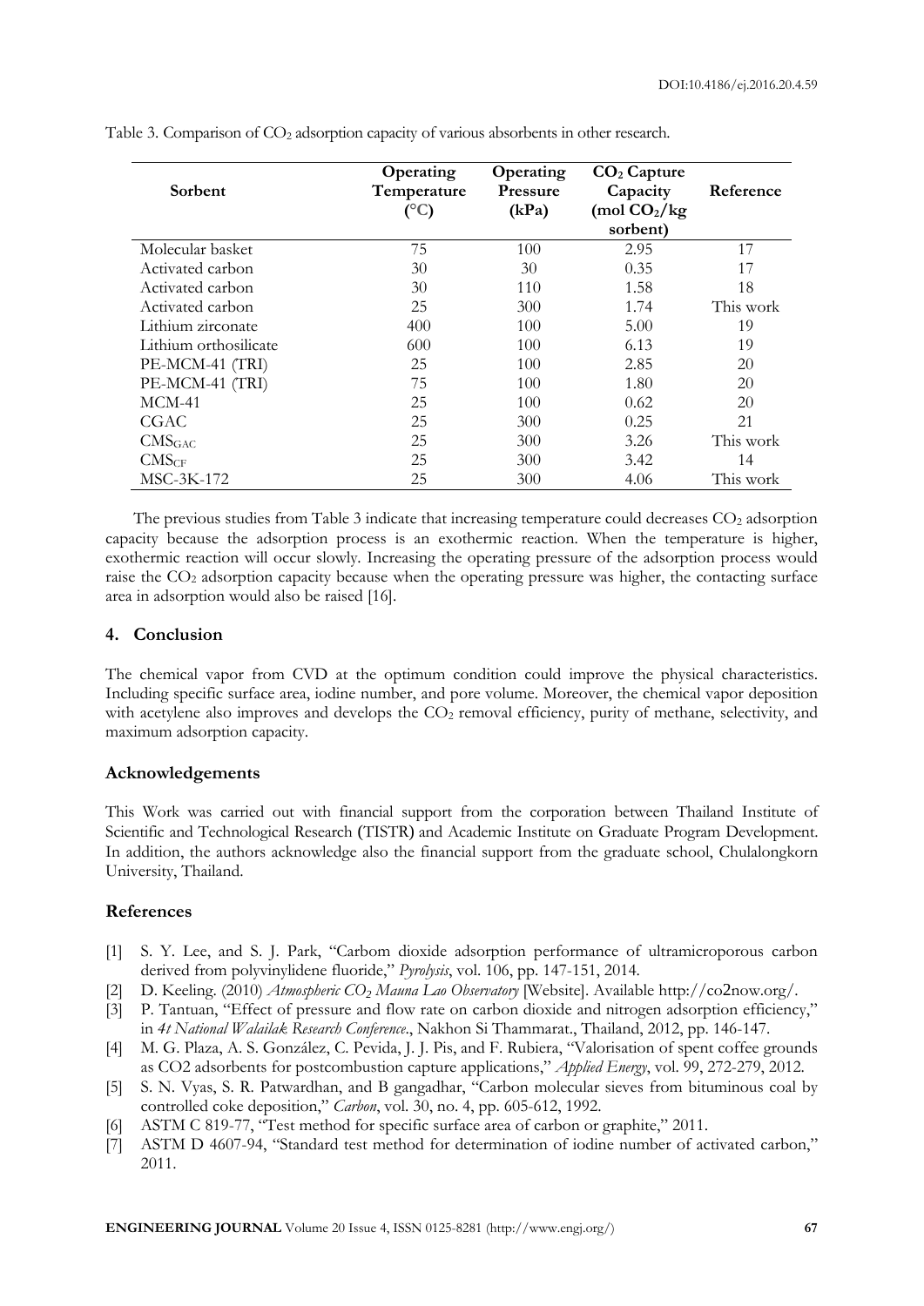Table 3. Comparison of $CO_2$ adsorption capacity of various absorbents in other research.

| Sorbent | Operating Temperature (°C) | Operating Pressure (kPa) | $CO_2$ Capture Capacity (mol $CO_2$/kg sorbent) | Reference |
|---|---|---|---|---|
| Molecular basket | 75 | 100 | 2.95 | 17 |
| Activated carbon | 30 | 30 | 0.35 | 17 |
| Activated carbon | 30 | 110 | 1.58 | 18 |
| Activated carbon | 25 | 300 | 1.74 | This work |
| Lithium zirconate | 400 | 100 | 5.00 | 19 |
| Lithium orthosilicate | 600 | 100 | 6.13 | 19 |
| PE-MCM-41 (TRI) | 25 | 100 | 2.85 | 20 |
| PE-MCM-41 (TRI) | 75 | 100 | 1.80 | 20 |
| MCM-41 | 25 | 100 | 0.62 | 20 |
| CGAC | 25 | 300 | 0.25 | 21 |
| $CMS_{GAC}$ | 25 | 300 | 3.26 | This work |
| $CMS_{CF}$ | 25 | 300 | 3.42 | 14 |
| MSC-3K-172 | 25 | 300 | 4.06 | This work |

The previous studies from Table 3 indicate that increasing temperature could decreases $CO_2$ adsorption capacity because the adsorption process is an exothermic reaction. When the temperature is higher, exothermic reaction will occur slowly. Increasing the operating pressure of the adsorption process would raise the $CO_2$ adsorption capacity because when the operating pressure was higher, the contacting surface area in adsorption would also be raised [16].

## 4. Conclusion

The chemical vapor from CVD at the optimum condition could improve the physical characteristics. Including specific surface area, iodine number, and pore volume. Moreover, the chemical vapor deposition with acetylene also improves and develops the $CO_2$ removal efficiency, purity of methane, selectivity, and maximum adsorption capacity.

## Acknowledgements

This Work was carried out with financial support from the corporation between Thailand Institute of Scientific and Technological Research (TISTR) and Academic Institute on Graduate Program Development. In addition, the authors acknowledge also the financial support from the graduate school, Chulalongkorn University, Thailand.

## References

[1] S. Y. Lee, and S. J. Park, "Carbom dioxide adsorption performance of ultramicroporous carbon derived from polyvinylidene fluoride," *Pyrolysis*, vol. 106, pp. 147-151, 2014.

[2] D. Keeling. (2010) *Atmospheric $CO_2$ Mauna Lao Observatory* [Website]. Available http://co2now.org/.

[3] P. Tantuan, "Effect of pressure and flow rate on carbon dioxide and nitrogen adsorption efficiency," in *4t National Walailak Research Conference.*, Nakhon Si Thammarat., Thailand, 2012, pp. 146-147.

[4] M. G. Plaza, A. S. González, C. Pevida, J. J. Pis, and F. Rubiera, "Valorisation of spent coffee grounds as CO2 adsorbents for postcombustion capture applications," *Applied Energy*, vol. 99, 272-279, 2012.

[5] S. N. Vyas, S. R. Patwardhan, and B gangadhar, "Carbon molecular sieves from bituminous coal by controlled coke deposition," *Carbon*, vol. 30, no. 4, pp. 605-612, 1992.

[6] ASTM C 819-77, "Test method for specific surface area of carbon or graphite," 2011.

[7] ASTM D 4607-94, "Standard test method for determination of iodine number of activated carbon," 2011.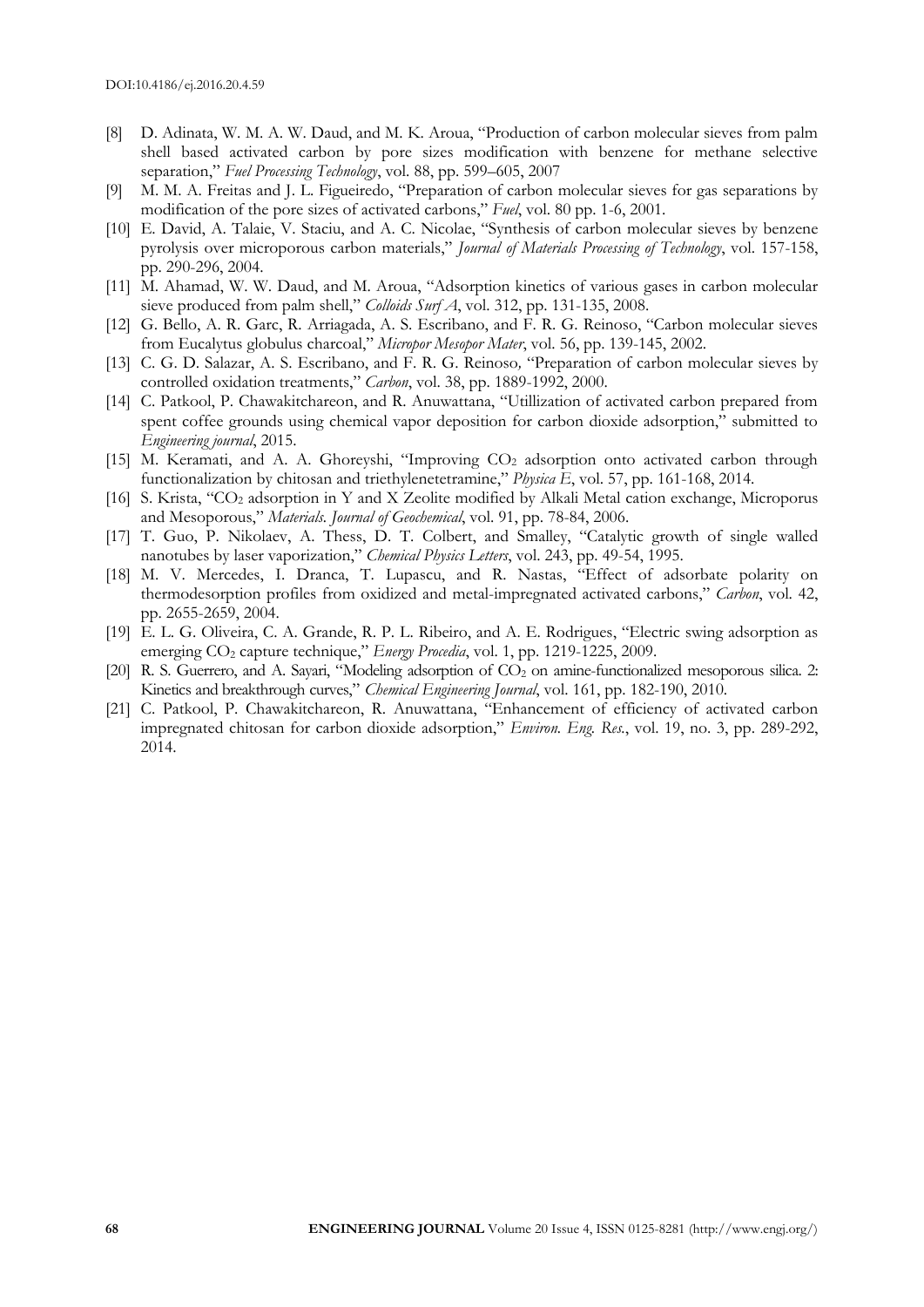- [8] D. Adinata, W. M. A. W. Daud, and M. K. Aroua, "Production of carbon molecular sieves from palm shell based activated carbon by pore sizes modification with benzene for methane selective separation," *Fuel Processing Technology*, vol. 88, pp. 599–605, 2007
- [9] M. M. A. Freitas and J. L. Figueiredo, "Preparation of carbon molecular sieves for gas separations by modification of the pore sizes of activated carbons," *Fuel*, vol. 80 pp. 1-6, 2001.
- [10] E. David, A. Talaie, V. Staciu, and A. C. Nicolae, "Synthesis of carbon molecular sieves by benzene pyrolysis over microporous carbon materials," *Journal of Materials Processing of Technology*, vol. 157-158, pp. 290-296, 2004.
- [11] M. Ahamad, W. W. Daud, and M. Aroua, "Adsorption kinetics of various gases in carbon molecular sieve produced from palm shell," *Colloids Surf A*, vol. 312, pp. 131-135, 2008.
- [12] G. Bello, A. R. Garc, R. Arriagada, A. S. Escribano, and F. R. G. Reinoso, "Carbon molecular sieves from Eucalytus globulus charcoal," *Micropor Mesopor Mater*, vol. 56, pp. 139-145, 2002.
- [13] C. G. D. Salazar, A. S. Escribano, and F. R. G. Reinoso, "Preparation of carbon molecular sieves by controlled oxidation treatments," *Carbon*, vol. 38, pp. 1889-1992, 2000.
- [14] C. Patkool, P. Chawakitchareon, and R. Anuwattana, "Utillization of activated carbon prepared from spent coffee grounds using chemical vapor deposition for carbon dioxide adsorption," submitted to *Engineering journal*, 2015.
- [15] M. Keramati, and A. A. Ghoreyshi, "Improving $CO_2$ adsorption onto activated carbon through functionalization by chitosan and triethylenetetramine," *Physica E*, vol. 57, pp. 161-168, 2014.
- [16] S. Krista, "$CO_2$ adsorption in Y and X Zeolite modified by Alkali Metal cation exchange, Microporus and Mesoporous," *Materials. Journal of Geochemical*, vol. 91, pp. 78-84, 2006.
- [17] T. Guo, P. Nikolaev, A. Thess, D. T. Colbert, and Smalley, "Catalytic growth of single walled nanotubes by laser vaporization," *Chemical Physics Letters*, vol. 243, pp. 49-54, 1995.
- [18] M. V. Mercedes, I. Dranca, T. Lupascu, and R. Nastas, "Effect of adsorbate polarity on thermodesorption profiles from oxidized and metal-impregnated activated carbons," *Carbon*, vol. 42, pp. 2655-2659, 2004.
- [19] E. L. G. Oliveira, C. A. Grande, R. P. L. Ribeiro, and A. E. Rodrigues, "Electric swing adsorption as emerging $CO_2$ capture technique," *Energy Procedia*, vol. 1, pp. 1219-1225, 2009.
- [20] R. S. Guerrero, and A. Sayari, "Modeling adsorption of $CO_2$ on amine-functionalized mesoporous silica. 2: Kinetics and breakthrough curves," *Chemical Engineering Journal*, vol. 161, pp. 182-190, 2010.
- [21] C. Patkool, P. Chawakitchareon, R. Anuwattana, "Enhancement of efficiency of activated carbon impregnated chitosan for carbon dioxide adsorption," *Environ. Eng. Res.*, vol. 19, no. 3, pp. 289-292, 2014.